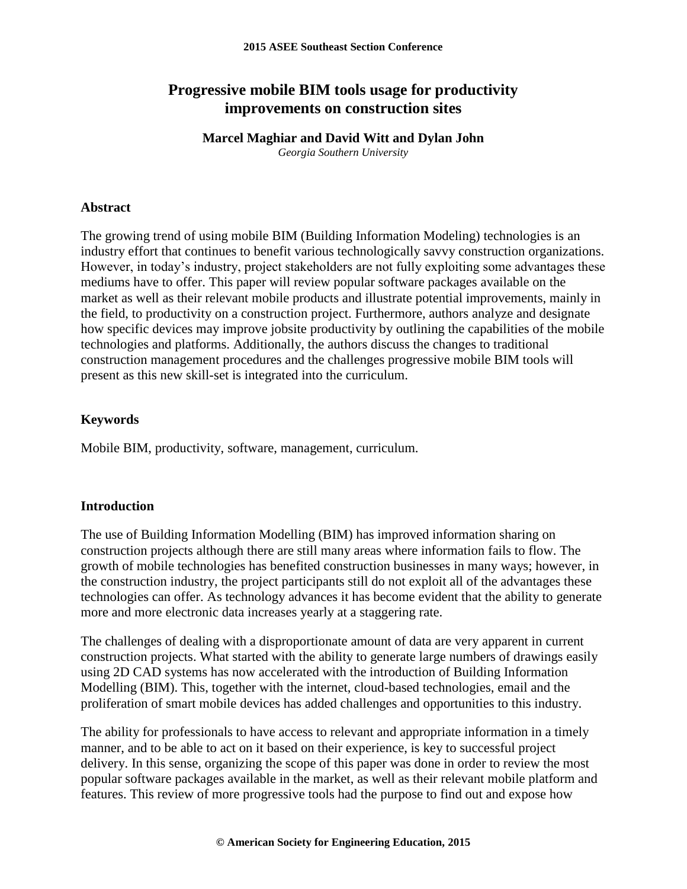# Progressive mobile BIM tools usage for productivity improvements on construction sites

**Marcel Maghiar and David Witt and Dylan John**

*Georgia Southern University*

## Abstract

The growing trend of using mobile BIM (Building Information Modeling) technologies is an industry effort that continues to benefit various technologically savvy construction organizations. However, in today's industry, project stakeholders are not fully exploiting some advantages these mediums have to offer. This paper will review popular software packages available on the market as well as their relevant mobile products and illustrate potential improvements, mainly in the field, to productivity on a construction project. Furthermore, authors analyze and designate how specific devices may improve jobsite productivity by outlining the capabilities of the mobile technologies and platforms. Additionally, the authors discuss the changes to traditional construction management procedures and the challenges progressive mobile BIM tools will present as this new skill-set is integrated into the curriculum.

## Keywords

Mobile BIM, productivity, software, management, curriculum.

## Introduction

The use of Building Information Modelling (BIM) has improved information sharing on construction projects although there are still many areas where information fails to flow. The growth of mobile technologies has benefited construction businesses in many ways; however, in the construction industry, the project participants still do not exploit all of the advantages these technologies can offer. As technology advances it has become evident that the ability to generate more and more electronic data increases yearly at a staggering rate.

The challenges of dealing with a disproportionate amount of data are very apparent in current construction projects. What started with the ability to generate large numbers of drawings easily using 2D CAD systems has now accelerated with the introduction of Building Information Modelling (BIM). This, together with the internet, cloud-based technologies, email and the proliferation of smart mobile devices has added challenges and opportunities to this industry.

The ability for professionals to have access to relevant and appropriate information in a timely manner, and to be able to act on it based on their experience, is key to successful project delivery. In this sense, organizing the scope of this paper was done in order to review the most popular software packages available in the market, as well as their relevant mobile platform and features. This review of more progressive tools had the purpose to find out and expose how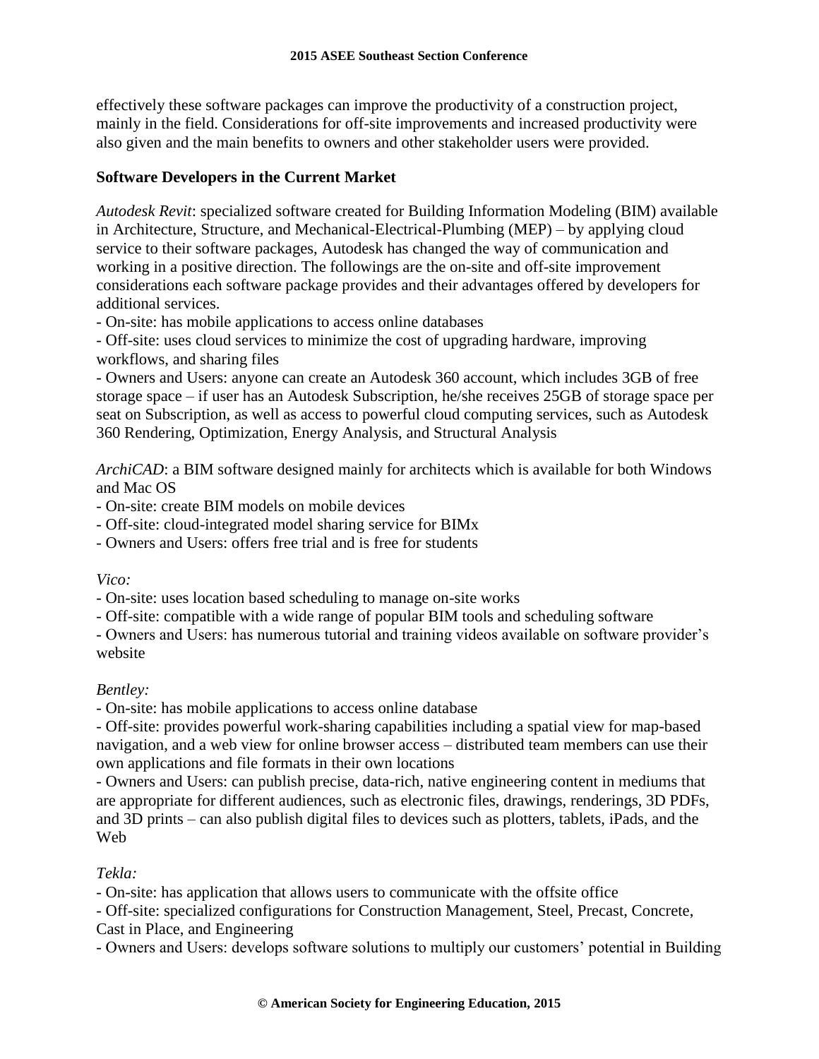effectively these software packages can improve the productivity of a construction project, mainly in the field. Considerations for off-site improvements and increased productivity were also given and the main benefits to owners and other stakeholder users were provided.

## Software Developers in the Current Market

*Autodesk Revit*: specialized software created for Building Information Modeling (BIM) available in Architecture, Structure, and Mechanical-Electrical-Plumbing (MEP) – by applying cloud service to their software packages, Autodesk has changed the way of communication and working in a positive direction. The followings are the on-site and off-site improvement considerations each software package provides and their advantages offered by developers for additional services.

- On-site: has mobile applications to access online databases
- Off-site: uses cloud services to minimize the cost of upgrading hardware, improving workflows, and sharing files
- Owners and Users: anyone can create an Autodesk 360 account, which includes 3GB of free storage space – if user has an Autodesk Subscription, he/she receives 25GB of storage space per seat on Subscription, as well as access to powerful cloud computing services, such as Autodesk 360 Rendering, Optimization, Energy Analysis, and Structural Analysis

*ArchiCAD*: a BIM software designed mainly for architects which is available for both Windows and Mac OS

- On-site: create BIM models on mobile devices
- Off-site: cloud-integrated model sharing service for BIMx
- Owners and Users: offers free trial and is free for students

*Vico:*

- On-site: uses location based scheduling to manage on-site works
- Off-site: compatible with a wide range of popular BIM tools and scheduling software
- Owners and Users: has numerous tutorial and training videos available on software provider's website

*Bentley:*

- On-site: has mobile applications to access online database
- Off-site: provides powerful work-sharing capabilities including a spatial view for map-based navigation, and a web view for online browser access – distributed team members can use their own applications and file formats in their own locations
- Owners and Users: can publish precise, data-rich, native engineering content in mediums that are appropriate for different audiences, such as electronic files, drawings, renderings, 3D PDFs, and 3D prints – can also publish digital files to devices such as plotters, tablets, iPads, and the Web

*Tekla:*

- On-site: has application that allows users to communicate with the offsite office
- Off-site: specialized configurations for Construction Management, Steel, Precast, Concrete, Cast in Place, and Engineering
- Owners and Users: develops software solutions to multiply our customers' potential in Building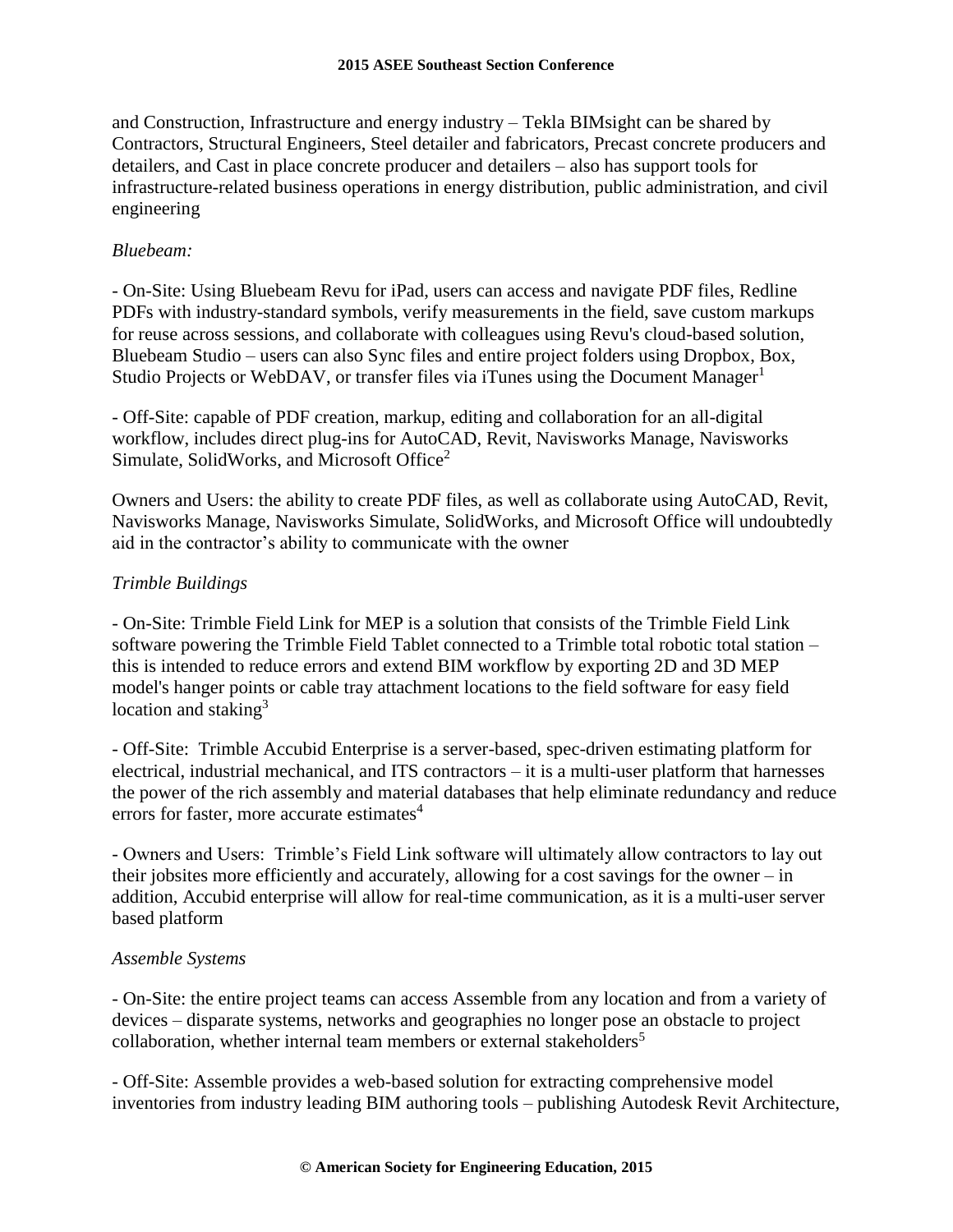and Construction, Infrastructure and energy industry – Tekla BIMsight can be shared by Contractors, Structural Engineers, Steel detailer and fabricators, Precast concrete producers and detailers, and Cast in place concrete producer and detailers – also has support tools for infrastructure-related business operations in energy distribution, public administration, and civil engineering

*Bluebeam:*

- On-Site: Using Bluebeam Revu for iPad, users can access and navigate PDF files, Redline PDFs with industry-standard symbols, verify measurements in the field, save custom markups for reuse across sessions, and collaborate with colleagues using Revu's cloud-based solution, Bluebeam Studio – users can also Sync files and entire project folders using Dropbox, Box, Studio Projects or WebDAV, or transfer files via iTunes using the Document Manager[1]

- Off-Site: capable of PDF creation, markup, editing and collaboration for an all-digital workflow, includes direct plug-ins for AutoCAD, Revit, Navisworks Manage, Navisworks Simulate, SolidWorks, and Microsoft Office[2]

Owners and Users: the ability to create PDF files, as well as collaborate using AutoCAD, Revit, Navisworks Manage, Navisworks Simulate, SolidWorks, and Microsoft Office will undoubtedly aid in the contractor's ability to communicate with the owner

*Trimble Buildings*

- On-Site: Trimble Field Link for MEP is a solution that consists of the Trimble Field Link software powering the Trimble Field Tablet connected to a Trimble total robotic total station – this is intended to reduce errors and extend BIM workflow by exporting 2D and 3D MEP model's hanger points or cable tray attachment locations to the field software for easy field location and staking[3]

- Off-Site: Trimble Accubid Enterprise is a server-based, spec-driven estimating platform for electrical, industrial mechanical, and ITS contractors – it is a multi-user platform that harnesses the power of the rich assembly and material databases that help eliminate redundancy and reduce errors for faster, more accurate estimates[4]

- Owners and Users: Trimble's Field Link software will ultimately allow contractors to lay out their jobsites more efficiently and accurately, allowing for a cost savings for the owner – in addition, Accubid enterprise will allow for real-time communication, as it is a multi-user server based platform

*Assemble Systems*

- On-Site: the entire project teams can access Assemble from any location and from a variety of devices – disparate systems, networks and geographies no longer pose an obstacle to project collaboration, whether internal team members or external stakeholders[5]

- Off-Site: Assemble provides a web-based solution for extracting comprehensive model inventories from industry leading BIM authoring tools – publishing Autodesk Revit Architecture,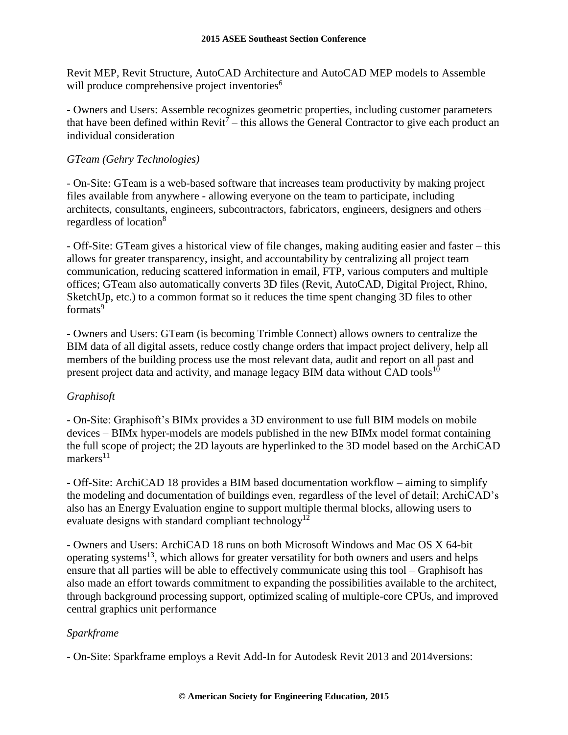Revit MEP, Revit Structure, AutoCAD Architecture and AutoCAD MEP models to Assemble will produce comprehensive project inventories[6]

- Owners and Users: Assemble recognizes geometric properties, including customer parameters that have been defined within Revit[7] – this allows the General Contractor to give each product an individual consideration

*GTeam (Gehry Technologies)*

- On-Site: GTeam is a web-based software that increases team productivity by making project files available from anywhere - allowing everyone on the team to participate, including architects, consultants, engineers, subcontractors, fabricators, engineers, designers and others – regardless of location[8]

- Off-Site: GTeam gives a historical view of file changes, making auditing easier and faster – this allows for greater transparency, insight, and accountability by centralizing all project team communication, reducing scattered information in email, FTP, various computers and multiple offices; GTeam also automatically converts 3D files (Revit, AutoCAD, Digital Project, Rhino, SketchUp, etc.) to a common format so it reduces the time spent changing 3D files to other formats[9]

- Owners and Users: GTeam (is becoming Trimble Connect) allows owners to centralize the BIM data of all digital assets, reduce costly change orders that impact project delivery, help all members of the building process use the most relevant data, audit and report on all past and present project data and activity, and manage legacy BIM data without CAD tools[10]

*Graphisoft*

- On-Site: Graphisoft's BIMx provides a 3D environment to use full BIM models on mobile devices – BIMx hyper-models are models published in the new BIMx model format containing the full scope of project; the 2D layouts are hyperlinked to the 3D model based on the ArchiCAD markers[11]

- Off-Site: ArchiCAD 18 provides a BIM based documentation workflow – aiming to simplify the modeling and documentation of buildings even, regardless of the level of detail; ArchiCAD's also has an Energy Evaluation engine to support multiple thermal blocks, allowing users to evaluate designs with standard compliant technology[12]

- Owners and Users: ArchiCAD 18 runs on both Microsoft Windows and Mac OS X 64-bit operating systems[13], which allows for greater versatility for both owners and users and helps ensure that all parties will be able to effectively communicate using this tool – Graphisoft has also made an effort towards commitment to expanding the possibilities available to the architect, through background processing support, optimized scaling of multiple-core CPUs, and improved central graphics unit performance

*Sparkframe*

- On-Site: Sparkframe employs a Revit Add-In for Autodesk Revit 2013 and 2014versions: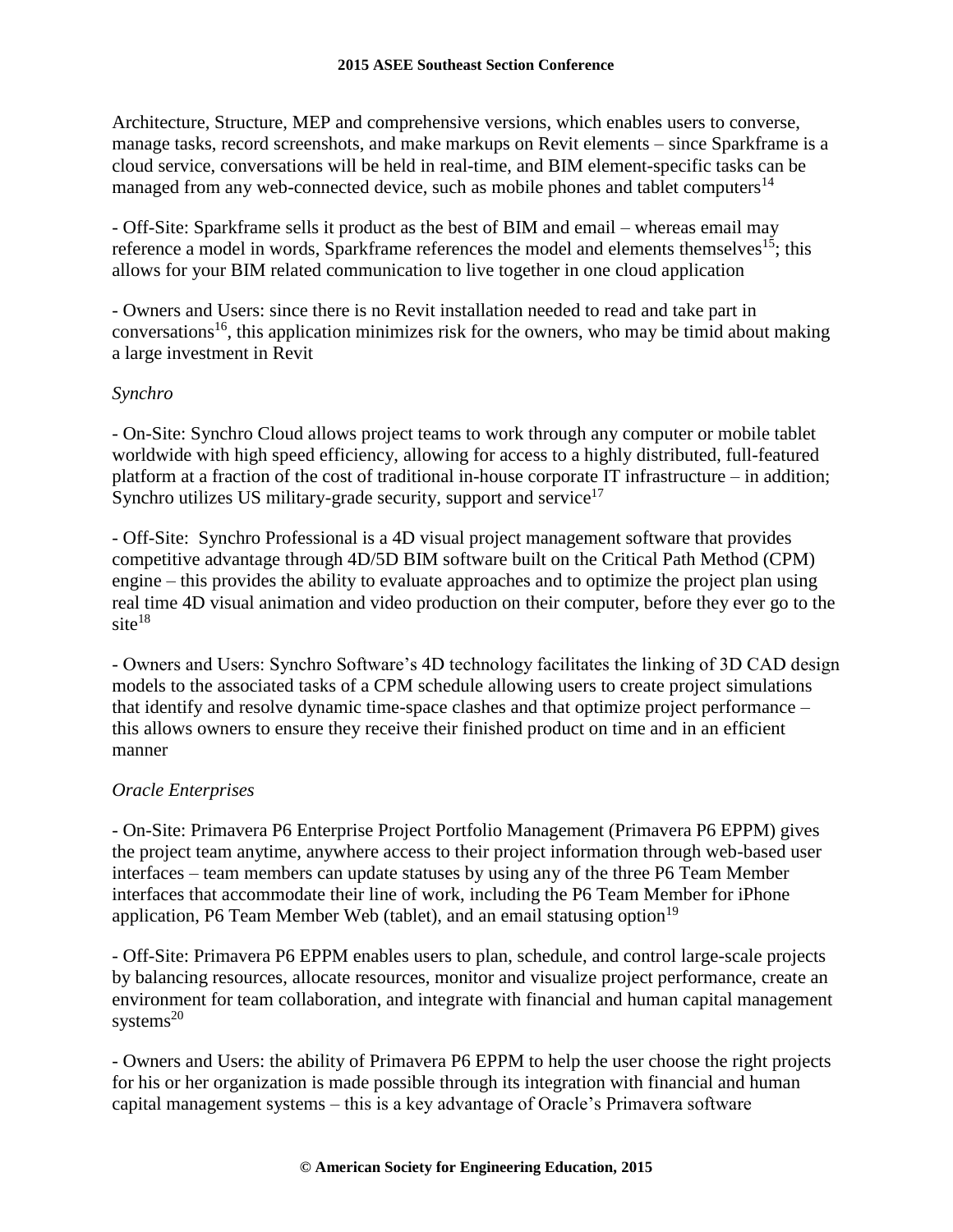Architecture, Structure, MEP and comprehensive versions, which enables users to converse, manage tasks, record screenshots, and make markups on Revit elements – since Sparkframe is a cloud service, conversations will be held in real-time, and BIM element-specific tasks can be managed from any web-connected device, such as mobile phones and tablet computers[14]

- Off-Site: Sparkframe sells it product as the best of BIM and email – whereas email may reference a model in words, Sparkframe references the model and elements themselves[15]; this allows for your BIM related communication to live together in one cloud application

- Owners and Users: since there is no Revit installation needed to read and take part in conversations[16], this application minimizes risk for the owners, who may be timid about making a large investment in Revit

*Synchro*

- On-Site: Synchro Cloud allows project teams to work through any computer or mobile tablet worldwide with high speed efficiency, allowing for access to a highly distributed, full-featured platform at a fraction of the cost of traditional in-house corporate IT infrastructure – in addition; Synchro utilizes US military-grade security, support and service[17]

- Off-Site: Synchro Professional is a 4D visual project management software that provides competitive advantage through 4D/5D BIM software built on the Critical Path Method (CPM) engine – this provides the ability to evaluate approaches and to optimize the project plan using real time 4D visual animation and video production on their computer, before they ever go to the site[18]

- Owners and Users: Synchro Software's 4D technology facilitates the linking of 3D CAD design models to the associated tasks of a CPM schedule allowing users to create project simulations that identify and resolve dynamic time-space clashes and that optimize project performance – this allows owners to ensure they receive their finished product on time and in an efficient manner

*Oracle Enterprises*

- On-Site: Primavera P6 Enterprise Project Portfolio Management (Primavera P6 EPPM) gives the project team anytime, anywhere access to their project information through web-based user interfaces – team members can update statuses by using any of the three P6 Team Member interfaces that accommodate their line of work, including the P6 Team Member for iPhone application, P6 Team Member Web (tablet), and an email statusing option[19]

- Off-Site: Primavera P6 EPPM enables users to plan, schedule, and control large-scale projects by balancing resources, allocate resources, monitor and visualize project performance, create an environment for team collaboration, and integrate with financial and human capital management systems[20]

- Owners and Users: the ability of Primavera P6 EPPM to help the user choose the right projects for his or her organization is made possible through its integration with financial and human capital management systems – this is a key advantage of Oracle's Primavera software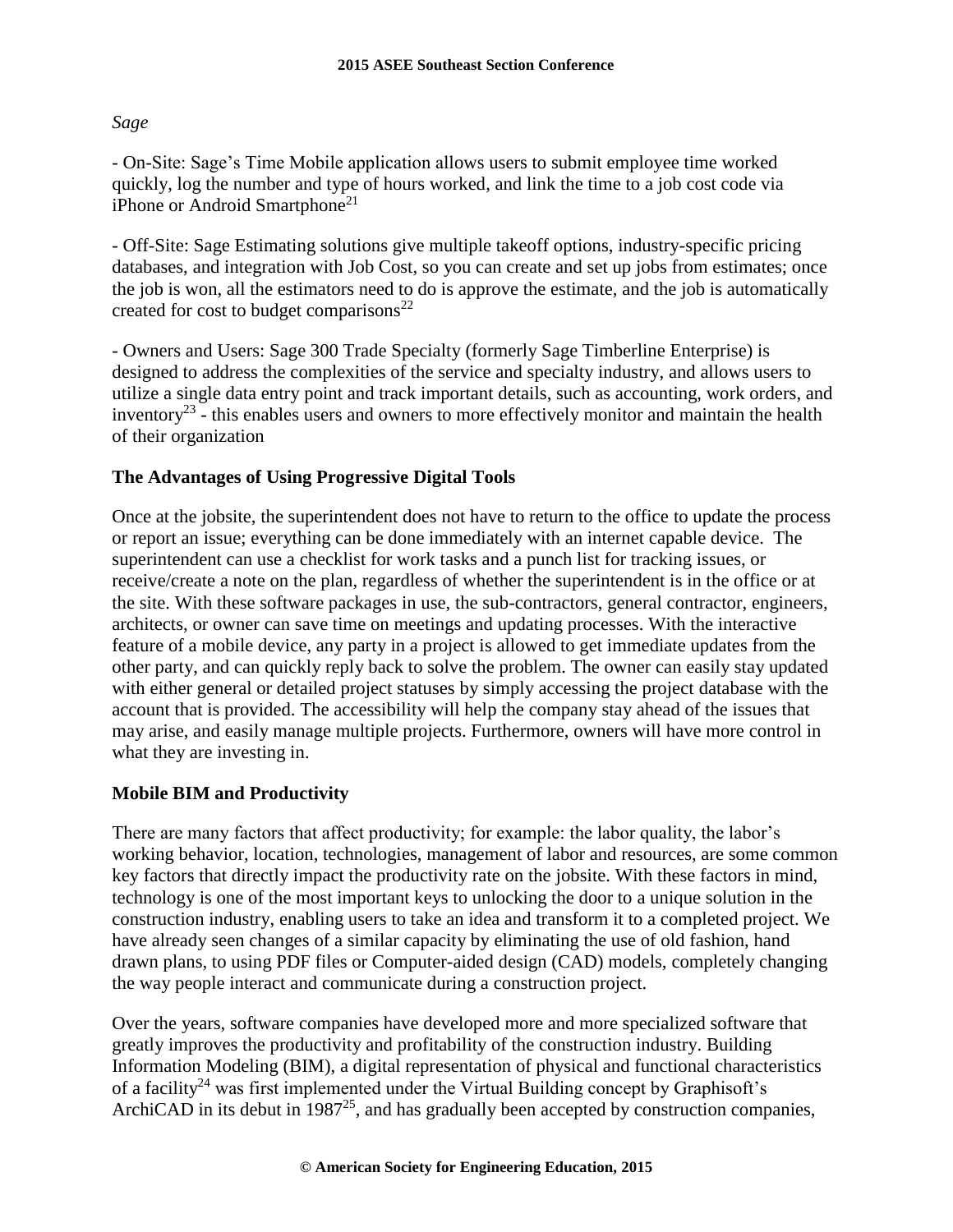*Sage*

- On-Site: Sage's Time Mobile application allows users to submit employee time worked quickly, log the number and type of hours worked, and link the time to a job cost code via iPhone or Android Smartphone[21]

- Off-Site: Sage Estimating solutions give multiple takeoff options, industry-specific pricing databases, and integration with Job Cost, so you can create and set up jobs from estimates; once the job is won, all the estimators need to do is approve the estimate, and the job is automatically created for cost to budget comparisons[22]

- Owners and Users: Sage 300 Trade Specialty (formerly Sage Timberline Enterprise) is designed to address the complexities of the service and specialty industry, and allows users to utilize a single data entry point and track important details, such as accounting, work orders, and inventory[23] - this enables users and owners to more effectively monitor and maintain the health of their organization

## The Advantages of Using Progressive Digital Tools

Once at the jobsite, the superintendent does not have to return to the office to update the process or report an issue; everything can be done immediately with an internet capable device. The superintendent can use a checklist for work tasks and a punch list for tracking issues, or receive/create a note on the plan, regardless of whether the superintendent is in the office or at the site. With these software packages in use, the sub-contractors, general contractor, engineers, architects, or owner can save time on meetings and updating processes. With the interactive feature of a mobile device, any party in a project is allowed to get immediate updates from the other party, and can quickly reply back to solve the problem. The owner can easily stay updated with either general or detailed project statuses by simply accessing the project database with the account that is provided. The accessibility will help the company stay ahead of the issues that may arise, and easily manage multiple projects. Furthermore, owners will have more control in what they are investing in.

## Mobile BIM and Productivity

There are many factors that affect productivity; for example: the labor quality, the labor's working behavior, location, technologies, management of labor and resources, are some common key factors that directly impact the productivity rate on the jobsite. With these factors in mind, technology is one of the most important keys to unlocking the door to a unique solution in the construction industry, enabling users to take an idea and transform it to a completed project. We have already seen changes of a similar capacity by eliminating the use of old fashion, hand drawn plans, to using PDF files or Computer-aided design (CAD) models, completely changing the way people interact and communicate during a construction project.

Over the years, software companies have developed more and more specialized software that greatly improves the productivity and profitability of the construction industry. Building Information Modeling (BIM), a digital representation of physical and functional characteristics of a facility[24] was first implemented under the Virtual Building concept by Graphisoft's ArchiCAD in its debut in 1987[25], and has gradually been accepted by construction companies,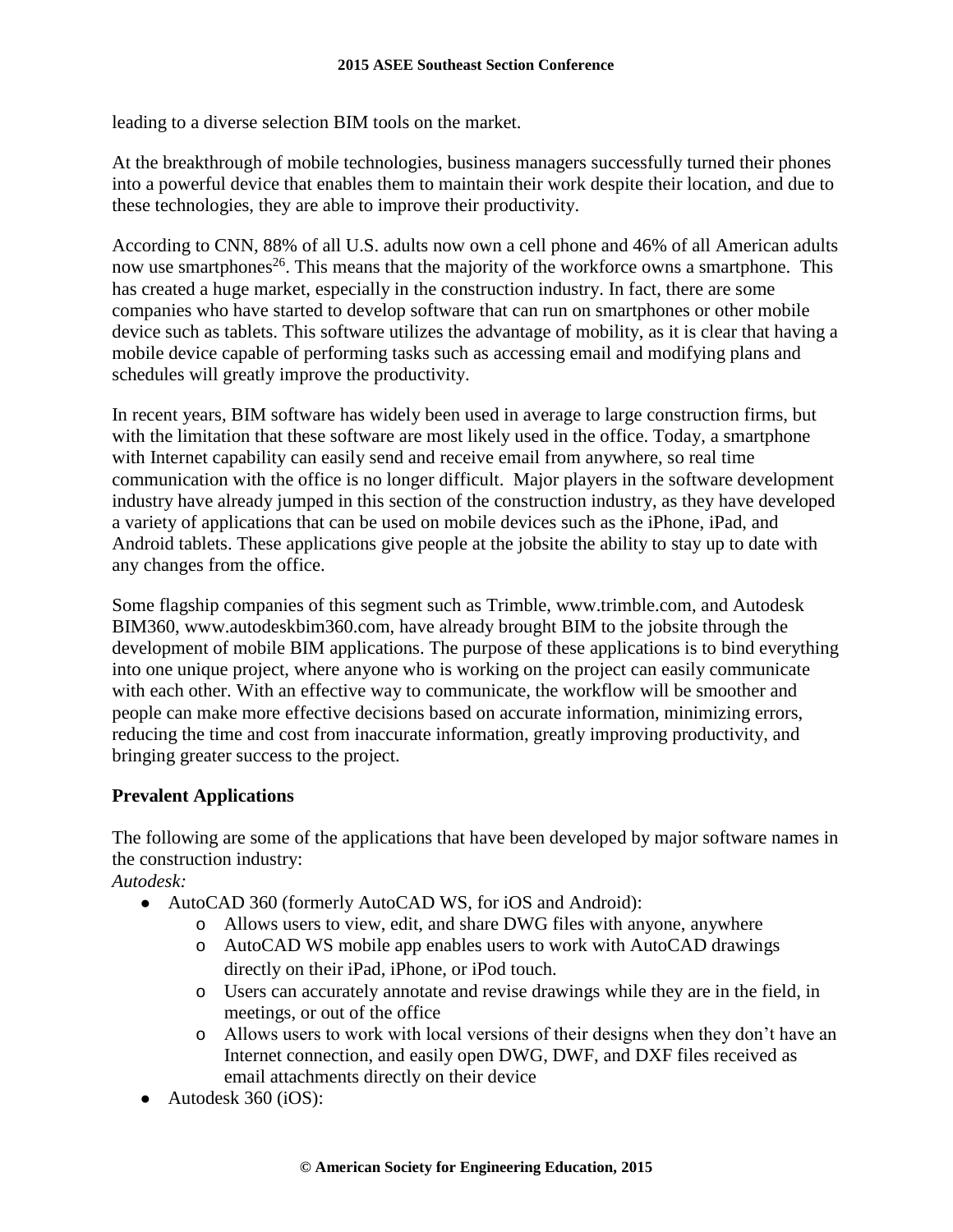leading to a diverse selection BIM tools on the market.

At the breakthrough of mobile technologies, business managers successfully turned their phones into a powerful device that enables them to maintain their work despite their location, and due to these technologies, they are able to improve their productivity.

According to CNN, 88% of all U.S. adults now own a cell phone and 46% of all American adults now use smartphones[26]. This means that the majority of the workforce owns a smartphone. This has created a huge market, especially in the construction industry. In fact, there are some companies who have started to develop software that can run on smartphones or other mobile device such as tablets. This software utilizes the advantage of mobility, as it is clear that having a mobile device capable of performing tasks such as accessing email and modifying plans and schedules will greatly improve the productivity.

In recent years, BIM software has widely been used in average to large construction firms, but with the limitation that these software are most likely used in the office. Today, a smartphone with Internet capability can easily send and receive email from anywhere, so real time communication with the office is no longer difficult. Major players in the software development industry have already jumped in this section of the construction industry, as they have developed a variety of applications that can be used on mobile devices such as the iPhone, iPad, and Android tablets. These applications give people at the jobsite the ability to stay up to date with any changes from the office.

Some flagship companies of this segment such as Trimble, www.trimble.com, and Autodesk BIM360, www.autodeskbim360.com, have already brought BIM to the jobsite through the development of mobile BIM applications. The purpose of these applications is to bind everything into one unique project, where anyone who is working on the project can easily communicate with each other. With an effective way to communicate, the workflow will be smoother and people can make more effective decisions based on accurate information, minimizing errors, reducing the time and cost from inaccurate information, greatly improving productivity, and bringing greater success to the project.

## Prevalent Applications

The following are some of the applications that have been developed by major software names in the construction industry:

*Autodesk:*

- AutoCAD 360 (formerly AutoCAD WS, for iOS and Android):
  - Allows users to view, edit, and share DWG files with anyone, anywhere
  - AutoCAD WS mobile app enables users to work with AutoCAD drawings directly on their iPad, iPhone, or iPod touch.
  - Users can accurately annotate and revise drawings while they are in the field, in meetings, or out of the office
  - Allows users to work with local versions of their designs when they don't have an Internet connection, and easily open DWG, DWF, and DXF files received as email attachments directly on their device
- Autodesk 360 (iOS):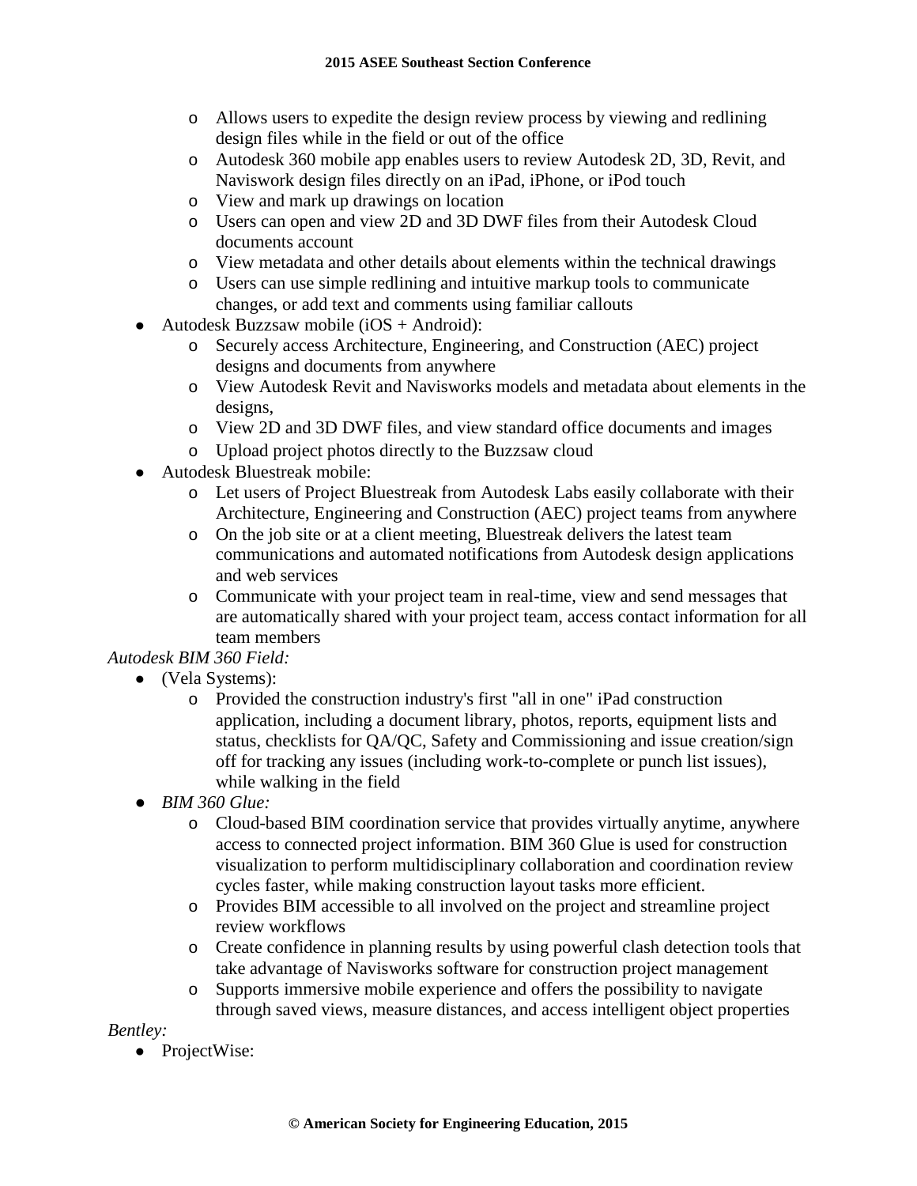- Allows users to expedite the design review process by viewing and redlining design files while in the field or out of the office
    - Autodesk 360 mobile app enables users to review Autodesk 2D, 3D, Revit, and Naviswork design files directly on an iPad, iPhone, or iPod touch
    - View and mark up drawings on location
    - Users can open and view 2D and 3D DWF files from their Autodesk Cloud documents account
    - View metadata and other details about elements within the technical drawings
    - Users can use simple redlining and intuitive markup tools to communicate changes, or add text and comments using familiar callouts
- Autodesk Buzzsaw mobile (iOS + Android):
    - Securely access Architecture, Engineering, and Construction (AEC) project designs and documents from anywhere
    - View Autodesk Revit and Navisworks models and metadata about elements in the designs,
    - View 2D and 3D DWF files, and view standard office documents and images
    - Upload project photos directly to the Buzzsaw cloud
- Autodesk Bluestreak mobile:
    - Let users of Project Bluestreak from Autodesk Labs easily collaborate with their Architecture, Engineering and Construction (AEC) project teams from anywhere
    - On the job site or at a client meeting, Bluestreak delivers the latest team communications and automated notifications from Autodesk design applications and web services
    - Communicate with your project team in real-time, view and send messages that are automatically shared with your project team, access contact information for all team members

*Autodesk BIM 360 Field:*

- (Vela Systems):
    - Provided the construction industry's first "all in one" iPad construction application, including a document library, photos, reports, equipment lists and status, checklists for QA/QC, Safety and Commissioning and issue creation/sign off for tracking any issues (including work-to-complete or punch list issues), while walking in the field
- *BIM 360 Glue:*
    - Cloud-based BIM coordination service that provides virtually anytime, anywhere access to connected project information. BIM 360 Glue is used for construction visualization to perform multidisciplinary collaboration and coordination review cycles faster, while making construction layout tasks more efficient.
    - Provides BIM accessible to all involved on the project and streamline project review workflows
    - Create confidence in planning results by using powerful clash detection tools that take advantage of Navisworks software for construction project management
    - Supports immersive mobile experience and offers the possibility to navigate through saved views, measure distances, and access intelligent object properties

*Bentley:*

- ProjectWise: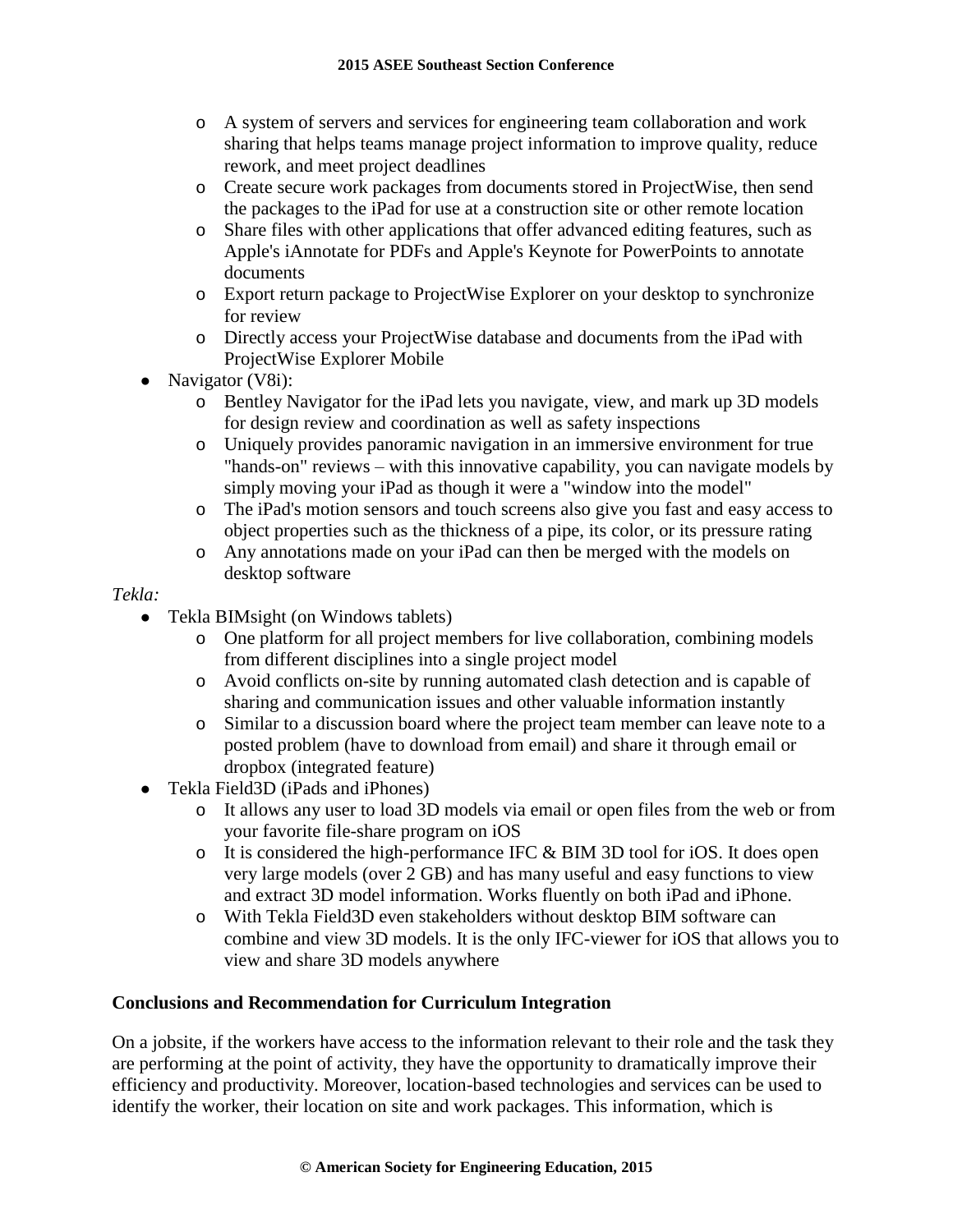- A system of servers and services for engineering team collaboration and work sharing that helps teams manage project information to improve quality, reduce rework, and meet project deadlines
    - Create secure work packages from documents stored in ProjectWise, then send the packages to the iPad for use at a construction site or other remote location
    - Share files with other applications that offer advanced editing features, such as Apple's iAnnotate for PDFs and Apple's Keynote for PowerPoints to annotate documents
    - Export return package to ProjectWise Explorer on your desktop to synchronize for review
    - Directly access your ProjectWise database and documents from the iPad with ProjectWise Explorer Mobile
- Navigator (V8i):
    - Bentley Navigator for the iPad lets you navigate, view, and mark up 3D models for design review and coordination as well as safety inspections
    - Uniquely provides panoramic navigation in an immersive environment for true "hands-on" reviews – with this innovative capability, you can navigate models by simply moving your iPad as though it were a "window into the model"
    - The iPad's motion sensors and touch screens also give you fast and easy access to object properties such as the thickness of a pipe, its color, or its pressure rating
    - Any annotations made on your iPad can then be merged with the models on desktop software

*Tekla:*

- Tekla BIMsight (on Windows tablets)
    - One platform for all project members for live collaboration, combining models from different disciplines into a single project model
    - Avoid conflicts on-site by running automated clash detection and is capable of sharing and communication issues and other valuable information instantly
    - Similar to a discussion board where the project team member can leave note to a posted problem (have to download from email) and share it through email or dropbox (integrated feature)
- Tekla Field3D (iPads and iPhones)
    - It allows any user to load 3D models via email or open files from the web or from your favorite file-share program on iOS
    - It is considered the high-performance IFC & BIM 3D tool for iOS. It does open very large models (over 2 GB) and has many useful and easy functions to view and extract 3D model information. Works fluently on both iPad and iPhone.
    - With Tekla Field3D even stakeholders without desktop BIM software can combine and view 3D models. It is the only IFC-viewer for iOS that allows you to view and share 3D models anywhere

## Conclusions and Recommendation for Curriculum Integration

On a jobsite, if the workers have access to the information relevant to their role and the task they are performing at the point of activity, they have the opportunity to dramatically improve their efficiency and productivity. Moreover, location-based technologies and services can be used to identify the worker, their location on site and work packages. This information, which is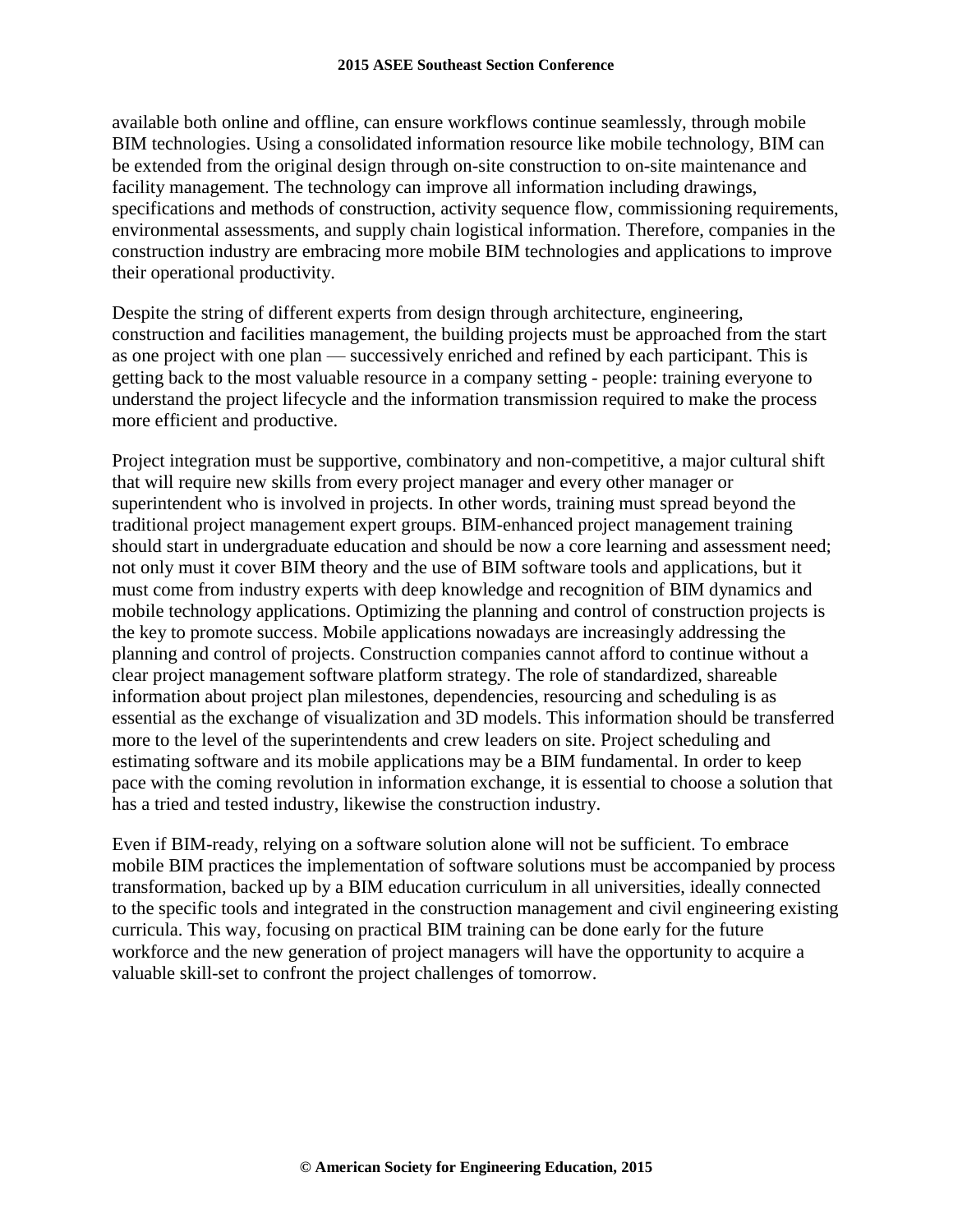available both online and offline, can ensure workflows continue seamlessly, through mobile BIM technologies. Using a consolidated information resource like mobile technology, BIM can be extended from the original design through on-site construction to on-site maintenance and facility management. The technology can improve all information including drawings, specifications and methods of construction, activity sequence flow, commissioning requirements, environmental assessments, and supply chain logistical information. Therefore, companies in the construction industry are embracing more mobile BIM technologies and applications to improve their operational productivity.

Despite the string of different experts from design through architecture, engineering, construction and facilities management, the building projects must be approached from the start as one project with one plan — successively enriched and refined by each participant. This is getting back to the most valuable resource in a company setting - people: training everyone to understand the project lifecycle and the information transmission required to make the process more efficient and productive.

Project integration must be supportive, combinatory and non-competitive, a major cultural shift that will require new skills from every project manager and every other manager or superintendent who is involved in projects. In other words, training must spread beyond the traditional project management expert groups. BIM-enhanced project management training should start in undergraduate education and should be now a core learning and assessment need; not only must it cover BIM theory and the use of BIM software tools and applications, but it must come from industry experts with deep knowledge and recognition of BIM dynamics and mobile technology applications. Optimizing the planning and control of construction projects is the key to promote success. Mobile applications nowadays are increasingly addressing the planning and control of projects. Construction companies cannot afford to continue without a clear project management software platform strategy. The role of standardized, shareable information about project plan milestones, dependencies, resourcing and scheduling is as essential as the exchange of visualization and 3D models. This information should be transferred more to the level of the superintendents and crew leaders on site. Project scheduling and estimating software and its mobile applications may be a BIM fundamental. In order to keep pace with the coming revolution in information exchange, it is essential to choose a solution that has a tried and tested industry, likewise the construction industry.

Even if BIM-ready, relying on a software solution alone will not be sufficient. To embrace mobile BIM practices the implementation of software solutions must be accompanied by process transformation, backed up by a BIM education curriculum in all universities, ideally connected to the specific tools and integrated in the construction management and civil engineering existing curricula. This way, focusing on practical BIM training can be done early for the future workforce and the new generation of project managers will have the opportunity to acquire a valuable skill-set to confront the project challenges of tomorrow.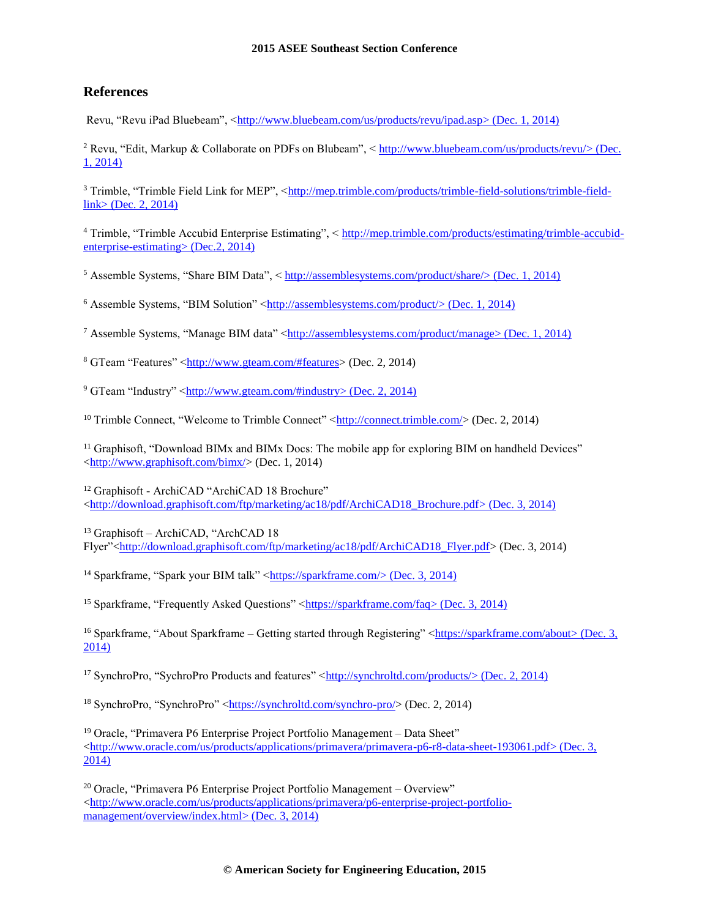## References

Revu, "Revu iPad Bluebeam", <http://www.bluebeam.com/us/products/revu/ipad.asp> (Dec. 1, 2014)

[2] Revu, "Edit, Markup & Collaborate on PDFs on Blubeam", < http://www.bluebeam.com/us/products/revu/> (Dec. 1, 2014)

[3] Trimble, "Trimble Field Link for MEP", <http://mep.trimble.com/products/trimble-field-solutions/trimble-field-link> (Dec. 2, 2014)

[4] Trimble, "Trimble Accubid Enterprise Estimating", < http://mep.trimble.com/products/estimating/trimble-accubid-enterprise-estimating> (Dec.2, 2014)

[5] Assemble Systems, "Share BIM Data", < http://assemblesystems.com/product/share/> (Dec. 1, 2014)

[6] Assemble Systems, "BIM Solution" <http://assemblesystems.com/product/> (Dec. 1, 2014)

[7] Assemble Systems, "Manage BIM data" <http://assemblesystems.com/product/manage> (Dec. 1, 2014)

[8] GTeam "Features" <http://www.gteam.com/#features> (Dec. 2, 2014)

[9] GTeam "Industry" <http://www.gteam.com/#industry> (Dec. 2, 2014)

[10] Trimble Connect, "Welcome to Trimble Connect" <http://connect.trimble.com/> (Dec. 2, 2014)

[11] Graphisoft, "Download BIMx and BIMx Docs: The mobile app for exploring BIM on handheld Devices" <http://www.graphisoft.com/bimx/> (Dec. 1, 2014)

[12] Graphisoft - ArchiCAD "ArchiCAD 18 Brochure" <http://download.graphisoft.com/ftp/marketing/ac18/pdf/ArchiCAD18_Brochure.pdf> (Dec. 3, 2014)

[13] Graphisoft – ArchiCAD, "ArchCAD 18 Flyer"<http://download.graphisoft.com/ftp/marketing/ac18/pdf/ArchiCAD18_Flyer.pdf> (Dec. 3, 2014)

[14] Sparkframe, "Spark your BIM talk" <https://sparkframe.com/> (Dec. 3, 2014)

[15] Sparkframe, "Frequently Asked Questions" <https://sparkframe.com/faq> (Dec. 3, 2014)

[16] Sparkframe, "About Sparkframe – Getting started through Registering" <https://sparkframe.com/about> (Dec. 3, 2014)

[17] SynchroPro, "SychroPro Products and features" <http://synchroltd.com/products/> (Dec. 2, 2014)

[18] SynchroPro, "SynchroPro" <https://synchroltd.com/synchro-pro/> (Dec. 2, 2014)

[19] Oracle, "Primavera P6 Enterprise Project Portfolio Management – Data Sheet" <http://www.oracle.com/us/products/applications/primavera/primavera-p6-r8-data-sheet-193061.pdf> (Dec. 3, 2014)

[20] Oracle, "Primavera P6 Enterprise Project Portfolio Management – Overview" <http://www.oracle.com/us/products/applications/primavera/p6-enterprise-project-portfolio-management/overview/index.html> (Dec. 3, 2014)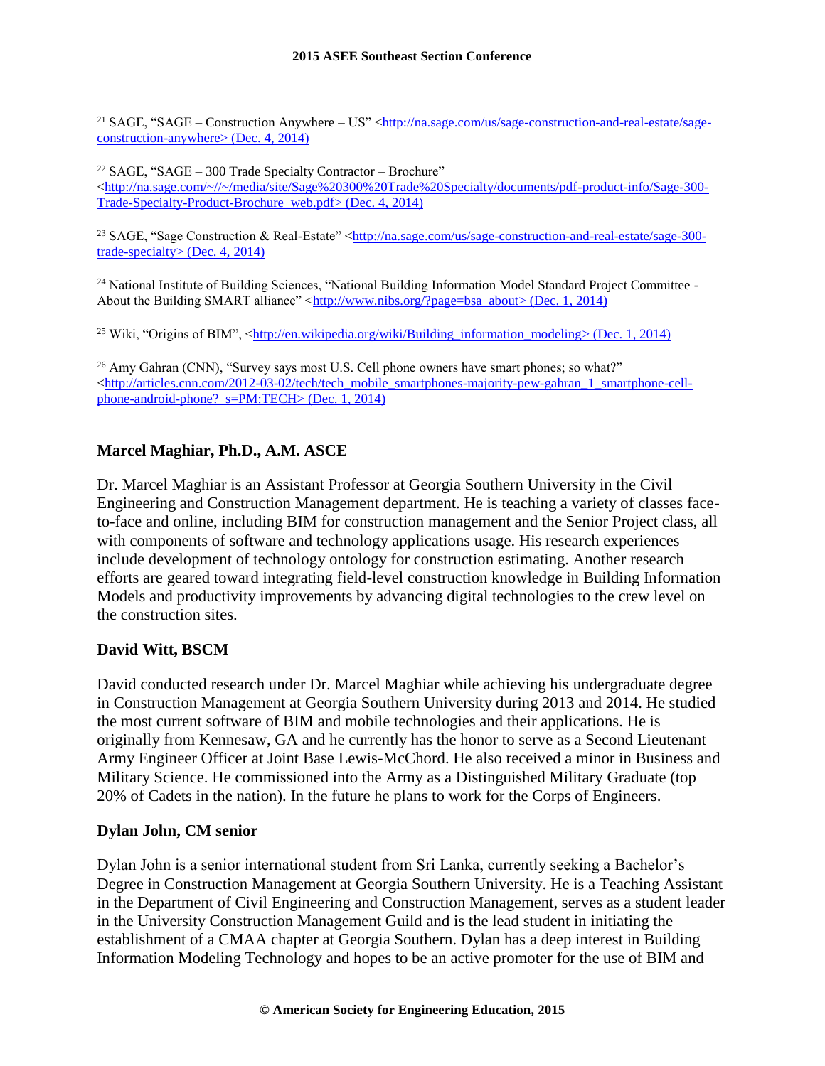[21] SAGE, "SAGE – Construction Anywhere – US" <http://na.sage.com/us/sage-construction-and-real-estate/sage-construction-anywhere> (Dec. 4, 2014)

[22] SAGE, "SAGE – 300 Trade Specialty Contractor – Brochure" <http://na.sage.com/~//~/media/site/Sage%20300%20Trade%20Specialty/documents/pdf-product-info/Sage-300-Trade-Specialty-Product-Brochure_web.pdf> (Dec. 4, 2014)

[23] SAGE, "Sage Construction & Real-Estate" <http://na.sage.com/us/sage-construction-and-real-estate/sage-300-trade-specialty> (Dec. 4, 2014)

[24] National Institute of Building Sciences, "National Building Information Model Standard Project Committee - About the Building SMART alliance" <http://www.nibs.org/?page=bsa_about> (Dec. 1, 2014)

[25] Wiki, "Origins of BIM", <http://en.wikipedia.org/wiki/Building_information_modeling> (Dec. 1, 2014)

[26] Amy Gahran (CNN), "Survey says most U.S. Cell phone owners have smart phones; so what?" <http://articles.cnn.com/2012-03-02/tech/tech_mobile_smartphones-majority-pew-gahran_1_smartphone-cell-phone-android-phone?_s=PM:TECH> (Dec. 1, 2014)

### Marcel Maghiar, Ph.D., A.M. ASCE

Dr. Marcel Maghiar is an Assistant Professor at Georgia Southern University in the Civil Engineering and Construction Management department. He is teaching a variety of classes face-to-face and online, including BIM for construction management and the Senior Project class, all with components of software and technology applications usage. His research experiences include development of technology ontology for construction estimating. Another research efforts are geared toward integrating field-level construction knowledge in Building Information Models and productivity improvements by advancing digital technologies to the crew level on the construction sites.

### David Witt, BSCM

David conducted research under Dr. Marcel Maghiar while achieving his undergraduate degree in Construction Management at Georgia Southern University during 2013 and 2014. He studied the most current software of BIM and mobile technologies and their applications. He is originally from Kennesaw, GA and he currently has the honor to serve as a Second Lieutenant Army Engineer Officer at Joint Base Lewis-McChord. He also received a minor in Business and Military Science. He commissioned into the Army as a Distinguished Military Graduate (top 20% of Cadets in the nation). In the future he plans to work for the Corps of Engineers.

### Dylan John, CM senior

Dylan John is a senior international student from Sri Lanka, currently seeking a Bachelor's Degree in Construction Management at Georgia Southern University. He is a Teaching Assistant in the Department of Civil Engineering and Construction Management, serves as a student leader in the University Construction Management Guild and is the lead student in initiating the establishment of a CMAA chapter at Georgia Southern. Dylan has a deep interest in Building Information Modeling Technology and hopes to be an active promoter for the use of BIM and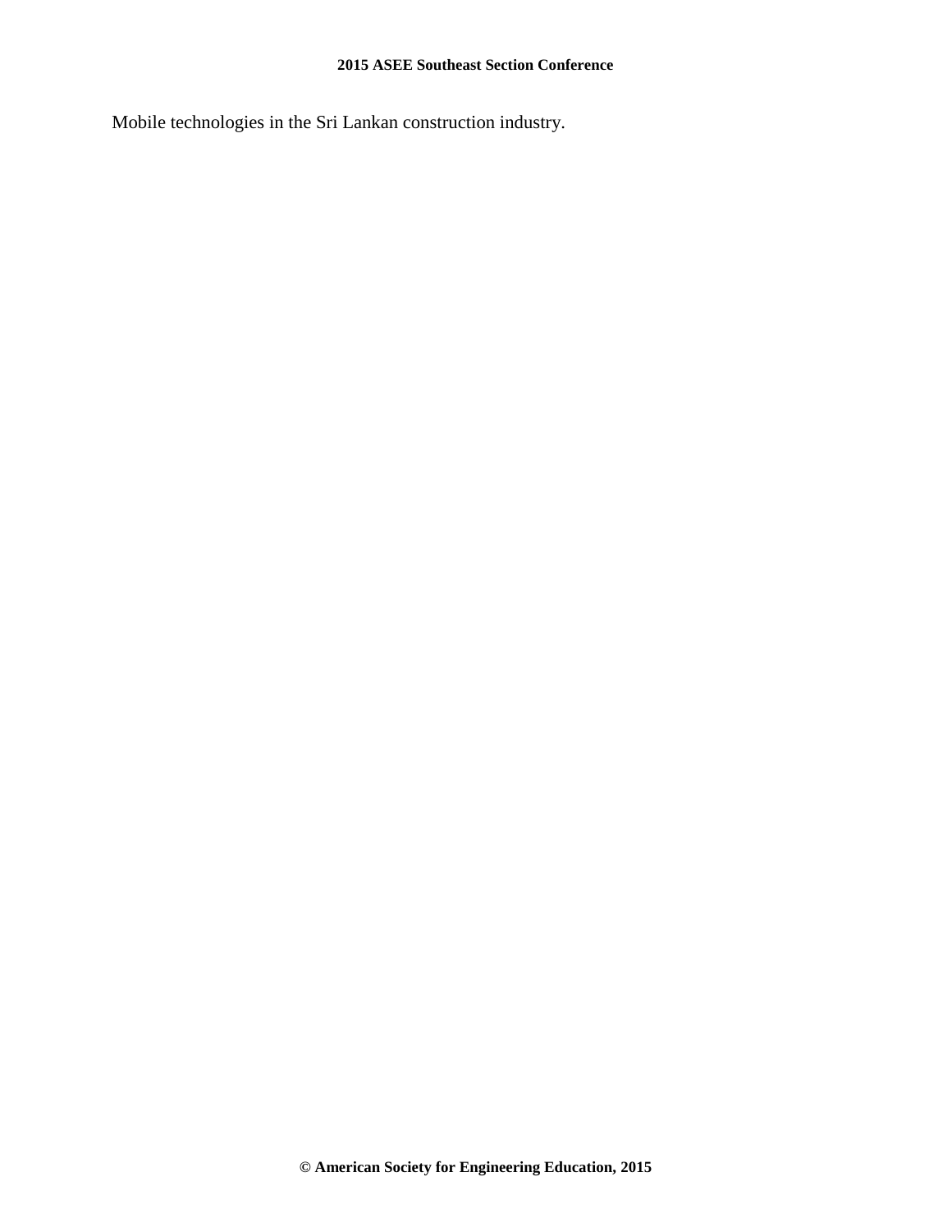Mobile technologies in the Sri Lankan construction industry.